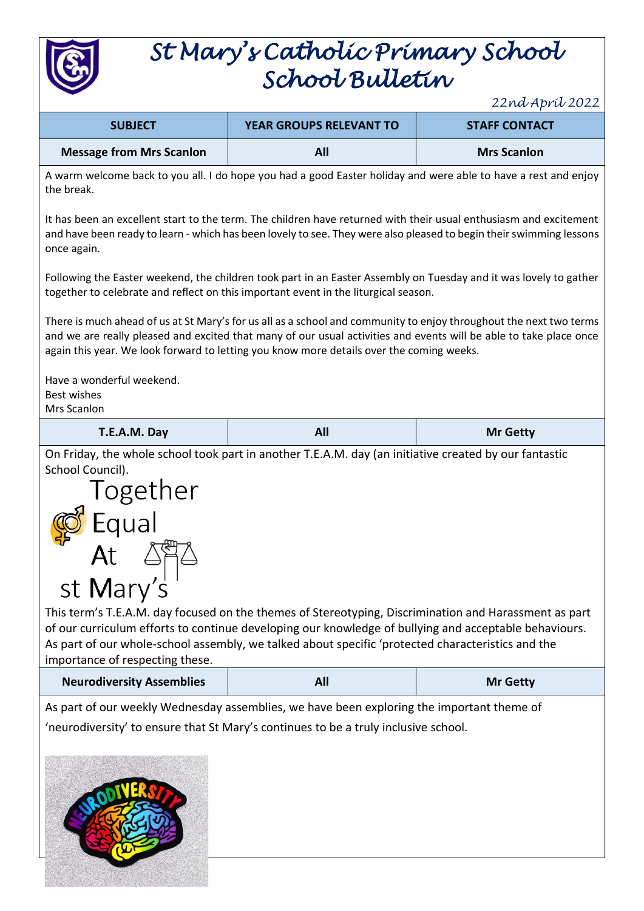# St Mary's Catholic Primary School
# School Bulletin

*22nd April 2022*

| SUBJECT | YEAR GROUPS RELEVANT TO | STAFF CONTACT |
|---|---|---|
| **Message from Mrs Scanlon** | **All** | **Mrs Scanlon** |

A warm welcome back to you all. I do hope you had a good Easter holiday and were able to have a rest and enjoy the break.

It has been an excellent start to the term. The children have returned with their usual enthusiasm and excitement and have been ready to learn - which has been lovely to see. They were also pleased to begin their swimming lessons once again.

Following the Easter weekend, the children took part in an Easter Assembly on Tuesday and it was lovely to gather together to celebrate and reflect on this important event in the liturgical season.

There is much ahead of us at St Mary's for us all as a school and community to enjoy throughout the next two terms and we are really pleased and excited that many of our usual activities and events will be able to take place once again this year. We look forward to letting you know more details over the coming weeks.

Have a wonderful weekend.
Best wishes
Mrs Scanlon

| SUBJECT | YEAR GROUPS RELEVANT TO | STAFF CONTACT |
|---|---|---|
| **T.E.A.M. Day** | **All** | **Mr Getty** |

On Friday, the whole school took part in another T.E.A.M. day (an initiative created by our fantastic School Council).

Together
Equal
At
st Mary's

This term's T.E.A.M. day focused on the themes of Stereotyping, Discrimination and Harassment as part of our curriculum efforts to continue developing our knowledge of bullying and acceptable behaviours. As part of our whole-school assembly, we talked about specific 'protected characteristics and the importance of respecting these.

| SUBJECT | YEAR GROUPS RELEVANT TO | STAFF CONTACT |
|---|---|---|
| **Neurodiversity Assemblies** | **All** | **Mr Getty** |

As part of our weekly Wednesday assemblies, we have been exploring the important theme of 'neurodiversity' to ensure that St Mary's continues to be a truly inclusive school.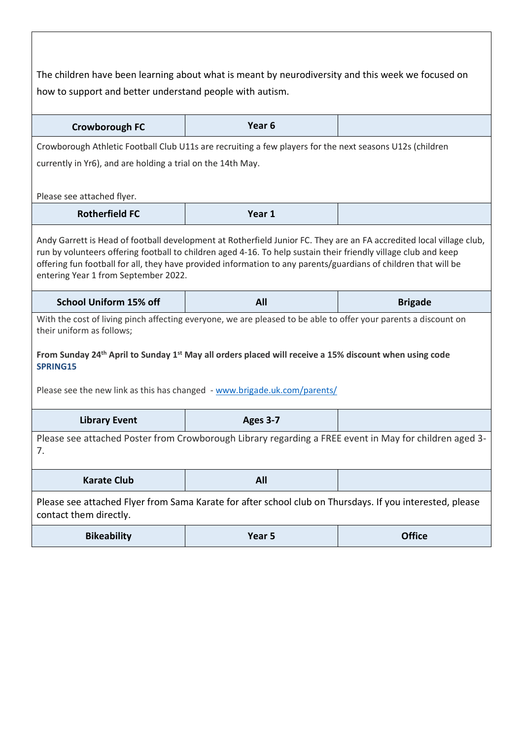The children have been learning about what is meant by neurodiversity and this week we focused on how to support and better understand people with autism.

| **Crowborough FC** | **Year 6** | |
| --- | --- | --- |

Crowborough Athletic Football Club U11s are recruiting a few players for the next seasons U12s (children currently in Yr6), and are holding a trial on the 14th May.

Please see attached flyer.

| **Rotherfield FC** | **Year 1** | |
| --- | --- | --- |

Andy Garrett is Head of football development at Rotherfield Junior FC. They are an FA accredited local village club, run by volunteers offering football to children aged 4-16. To help sustain their friendly village club and keep offering fun football for all, they have provided information to any parents/guardians of children that will be entering Year 1 from September 2022.

| **School Uniform 15% off** | **All** | **Brigade** |
| --- | --- | --- |

With the cost of living pinch affecting everyone, we are pleased to be able to offer your parents a discount on their uniform as follows;

**From Sunday 24th April to Sunday 1st May all orders placed will receive a 15% discount when using code SPRING15**

Please see the new link as this has changed - [www.brigade.uk.com/parents/](www.brigade.uk.com/parents/)

| **Library Event** | **Ages 3-7** | |
| --- | --- | --- |

Please see attached Poster from Crowborough Library regarding a FREE event in May for children aged 3-7.

| **Karate Club** | **All** | |
| --- | --- | --- |

Please see attached Flyer from Sama Karate for after school club on Thursdays. If you interested, please contact them directly.

| **Bikeability** | **Year 5** | **Office** |
| --- | --- | --- |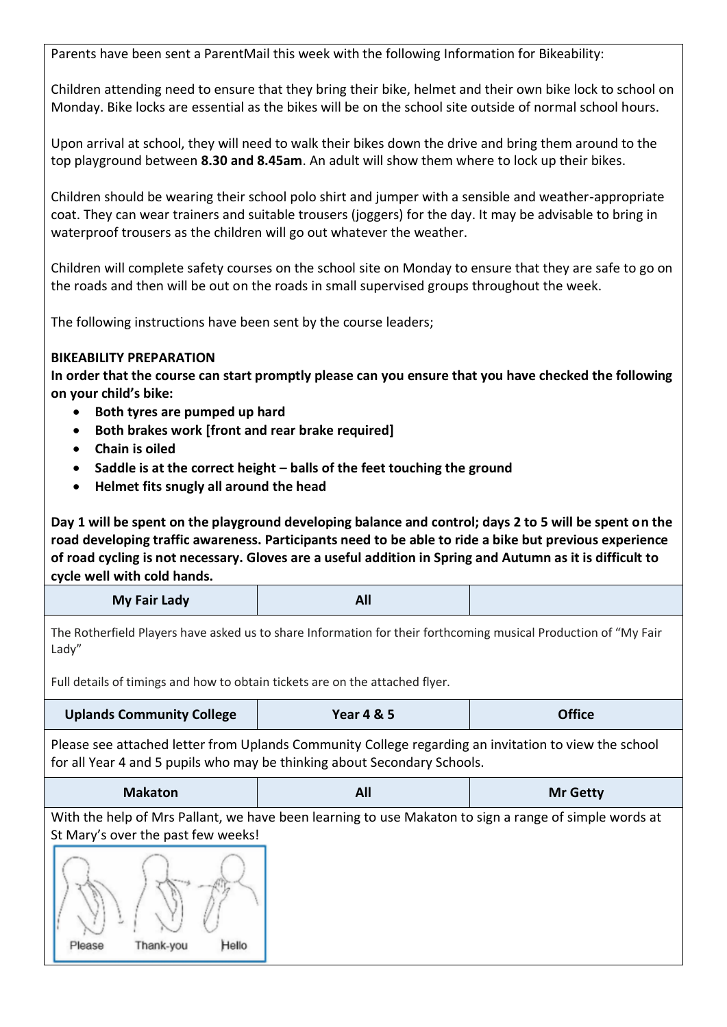Parents have been sent a ParentMail this week with the following Information for Bikeability:

Children attending need to ensure that they bring their bike, helmet and their own bike lock to school on Monday. Bike locks are essential as the bikes will be on the school site outside of normal school hours.

Upon arrival at school, they will need to walk their bikes down the drive and bring them around to the top playground between **8.30 and 8.45am**. An adult will show them where to lock up their bikes.

Children should be wearing their school polo shirt and jumper with a sensible and weather-appropriate coat. They can wear trainers and suitable trousers (joggers) for the day. It may be advisable to bring in waterproof trousers as the children will go out whatever the weather.

Children will complete safety courses on the school site on Monday to ensure that they are safe to go on the roads and then will be out on the roads in small supervised groups throughout the week.

The following instructions have been sent by the course leaders;

**BIKEABILITY PREPARATION**

**In order that the course can start promptly please can you ensure that you have checked the following on your child's bike:**

- **Both tyres are pumped up hard**
- **Both brakes work [front and rear brake required]**
- **Chain is oiled**
- **Saddle is at the correct height – balls of the feet touching the ground**
- **Helmet fits snugly all around the head**

**Day 1 will be spent on the playground developing balance and control; days 2 to 5 will be spent on the road developing traffic awareness. Participants need to be able to ride a bike but previous experience of road cycling is not necessary. Gloves are a useful addition in Spring and Autumn as it is difficult to cycle well with cold hands.**

| My Fair Lady | All | |
|---|---|---|

The Rotherfield Players have asked us to share Information for their forthcoming musical Production of "My Fair Lady"

Full details of timings and how to obtain tickets are on the attached flyer.

| Uplands Community College | Year 4 & 5 | Office |
|---|---|---|

Please see attached letter from Uplands Community College regarding an invitation to view the school for all Year 4 and 5 pupils who may be thinking about Secondary Schools.

| Makaton | All | Mr Getty |
|---|---|---|

With the help of Mrs Pallant, we have been learning to use Makaton to sign a range of simple words at St Mary's over the past few weeks!

Please Thank-you Hello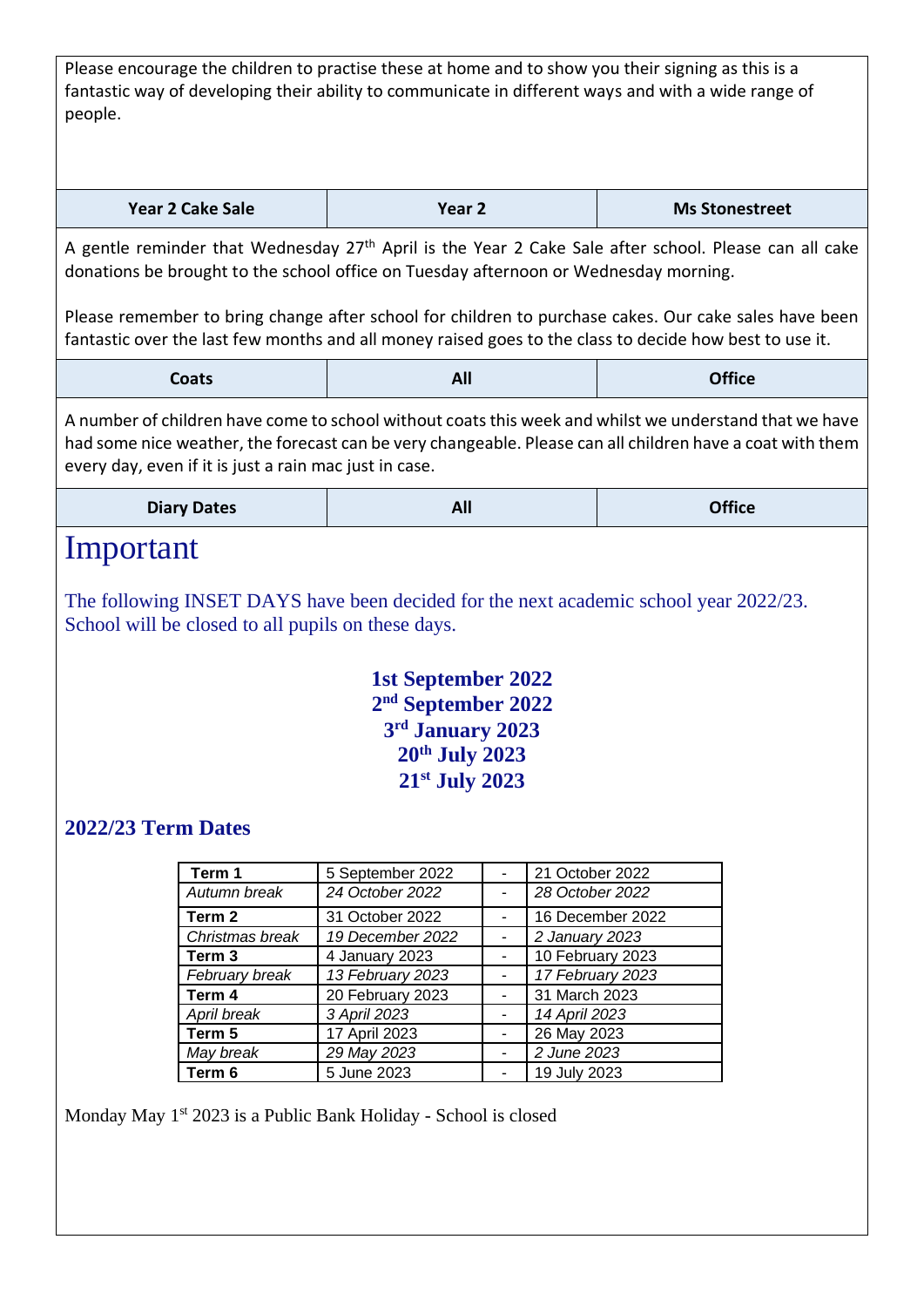Please encourage the children to practise these at home and to show you their signing as this is a fantastic way of developing their ability to communicate in different ways and with a wide range of people.

| Year 2 Cake Sale | Year 2 | Ms Stonestreet |
|---|---|---|

A gentle reminder that Wednesday 27th April is the Year 2 Cake Sale after school. Please can all cake donations be brought to the school office on Tuesday afternoon or Wednesday morning.

Please remember to bring change after school for children to purchase cakes. Our cake sales have been fantastic over the last few months and all money raised goes to the class to decide how best to use it.

| Coats | All | Office |
|---|---|---|

A number of children have come to school without coats this week and whilst we understand that we have had some nice weather, the forecast can be very changeable. Please can all children have a coat with them every day, even if it is just a rain mac just in case.

| Diary Dates | All | Office |
|---|---|---|

# Important

The following INSET DAYS have been decided for the next academic school year 2022/23. School will be closed to all pupils on these days.

**1st September 2022**
**2nd September 2022**
**3rd January 2023**
**20th July 2023**
**21st July 2023**

### 2022/23 Term Dates

| | | | |
|---|---|---|---|
| **Term 1** | 5 September 2022 | - | 21 October 2022 |
| *Autumn break* | *24 October 2022* | - | *28 October 2022* |
| **Term 2** | 31 October 2022 | - | 16 December 2022 |
| *Christmas break* | *19 December 2022* | - | *2 January 2023* |
| **Term 3** | 4 January 2023 | - | 10 February 2023 |
| *February break* | *13 February 2023* | - | *17 February 2023* |
| **Term 4** | 20 February 2023 | - | 31 March 2023 |
| *April break* | *3 April 2023* | - | *14 April 2023* |
| **Term 5** | 17 April 2023 | - | 26 May 2023 |
| *May break* | *29 May 2023* | - | *2 June 2023* |
| **Term 6** | 5 June 2023 | - | 19 July 2023 |

Monday May 1st 2023 is a Public Bank Holiday - School is closed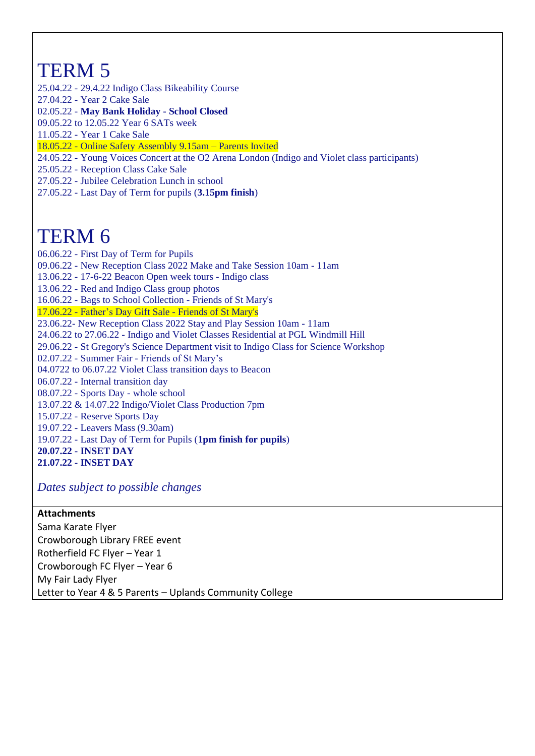# TERM 5

25.04.22 - 29.4.22 Indigo Class Bikeability Course
27.04.22 - Year 2 Cake Sale
02.05.22 - **May Bank Holiday - School Closed**
09.05.22 to 12.05.22 Year 6 SATs week
11.05.22 - Year 1 Cake Sale
18.05.22 - Online Safety Assembly 9.15am – Parents Invited
24.05.22 - Young Voices Concert at the O2 Arena London (Indigo and Violet class participants)
25.05.22 - Reception Class Cake Sale
27.05.22 - Jubilee Celebration Lunch in school
27.05.22 - Last Day of Term for pupils (**3.15pm finish**)

# TERM 6

06.06.22 - First Day of Term for Pupils
09.06.22 - New Reception Class 2022 Make and Take Session 10am - 11am
13.06.22 - 17-6-22 Beacon Open week tours - Indigo class
13.06.22 - Red and Indigo Class group photos
16.06.22 - Bags to School Collection - Friends of St Mary's
17.06.22 - Father's Day Gift Sale - Friends of St Mary's
23.06.22- New Reception Class 2022 Stay and Play Session 10am - 11am
24.06.22 to 27.06.22 - Indigo and Violet Classes Residential at PGL Windmill Hill
29.06.22 - St Gregory's Science Department visit to Indigo Class for Science Workshop
02.07.22 - Summer Fair - Friends of St Mary's
04.0722 to 06.07.22 Violet Class transition days to Beacon
06.07.22 - Internal transition day
08.07.22 - Sports Day - whole school
13.07.22 & 14.07.22 Indigo/Violet Class Production 7pm
15.07.22 - Reserve Sports Day
19.07.22 - Leavers Mass (9.30am)
19.07.22 - Last Day of Term for Pupils (**1pm finish for pupils**)
**20.07.22 - INSET DAY**
**21.07.22 - INSET DAY**

*Dates subject to possible changes*

**Attachments**

Sama Karate Flyer
Crowborough Library FREE event
Rotherfield FC Flyer – Year 1
Crowborough FC Flyer – Year 6
My Fair Lady Flyer
Letter to Year 4 & 5 Parents – Uplands Community College